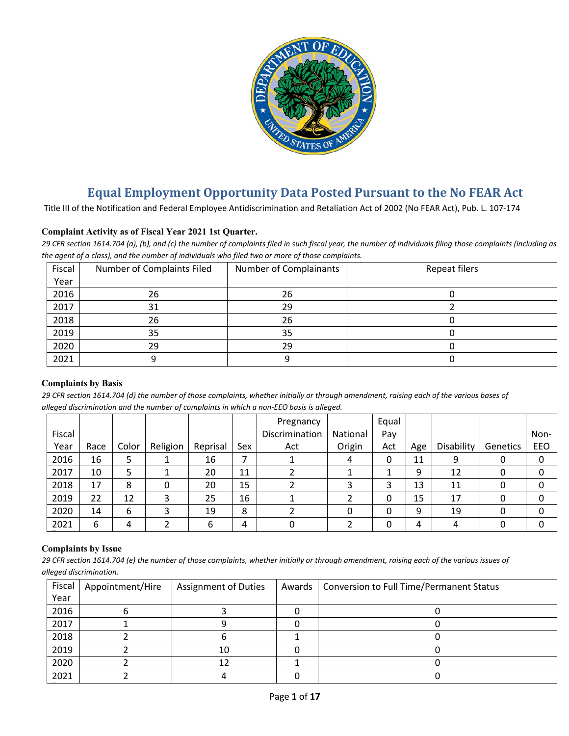# Equal Employment Opportunity Data Posted Pursuant to the No FEAR Act

Title III of the Notification and Federal Employee Antidiscrimination and Retaliation Act of 2002 (No FEAR Act), Pub. L. 107-174

### Complaint Activity as of Fiscal Year 2021 1st Quarter.

*29 CFR section 1614.704 (a), (b), and (c) the number of complaints filed in such fiscal year, the number of individuals filing those complaints (including as the agent of a class), and the number of individuals who filed two or more of those complaints.*

| Fiscal Year | Number of Complaints Filed | Number of Complainants | Repeat filers |
|---|---|---|---|
| 2016 | 26 | 26 | 0 |
| 2017 | 31 | 29 | 2 |
| 2018 | 26 | 26 | 0 |
| 2019 | 35 | 35 | 0 |
| 2020 | 29 | 29 | 0 |
| 2021 | 9 | 9 | 0 |

### Complaints by Basis

*29 CFR section 1614.704 (d) the number of those complaints, whether initially or through amendment, raising each of the various bases of alleged discrimination and the number of complaints in which a non-EEO basis is alleged.*

| Fiscal Year | Race | Color | Religion | Reprisal | Sex | Pregnancy Discrimination Act | National Origin | Equal Pay Act | Age | Disability | Genetics | Non-EEO |
|---|---|---|---|---|---|---|---|---|---|---|---|---|
| 2016 | 16 | 5 | 1 | 16 | 7 | 1 | 4 | 0 | 11 | 9 | 0 | 0 |
| 2017 | 10 | 5 | 1 | 20 | 11 | 2 | 1 | 1 | 9 | 12 | 0 | 0 |
| 2018 | 17 | 8 | 0 | 20 | 15 | 2 | 3 | 3 | 13 | 11 | 0 | 0 |
| 2019 | 22 | 12 | 3 | 25 | 16 | 1 | 2 | 0 | 15 | 17 | 0 | 0 |
| 2020 | 14 | 6 | 3 | 19 | 8 | 2 | 0 | 0 | 9 | 19 | 0 | 0 |
| 2021 | 6 | 4 | 2 | 6 | 4 | 0 | 2 | 0 | 4 | 4 | 0 | 0 |

### Complaints by Issue

*29 CFR section 1614.704 (e) the number of those complaints, whether initially or through amendment, raising each of the various issues of alleged discrimination.*

| Fiscal Year | Appointment/Hire | Assignment of Duties | Awards | Conversion to Full Time/Permanent Status |
|---|---|---|---|---|
| 2016 | 6 | 3 | 0 | 0 |
| 2017 | 1 | 9 | 0 | 0 |
| 2018 | 2 | 6 | 1 | 0 |
| 2019 | 2 | 10 | 0 | 0 |
| 2020 | 2 | 12 | 1 | 0 |
| 2021 | 2 | 4 | 0 | 0 |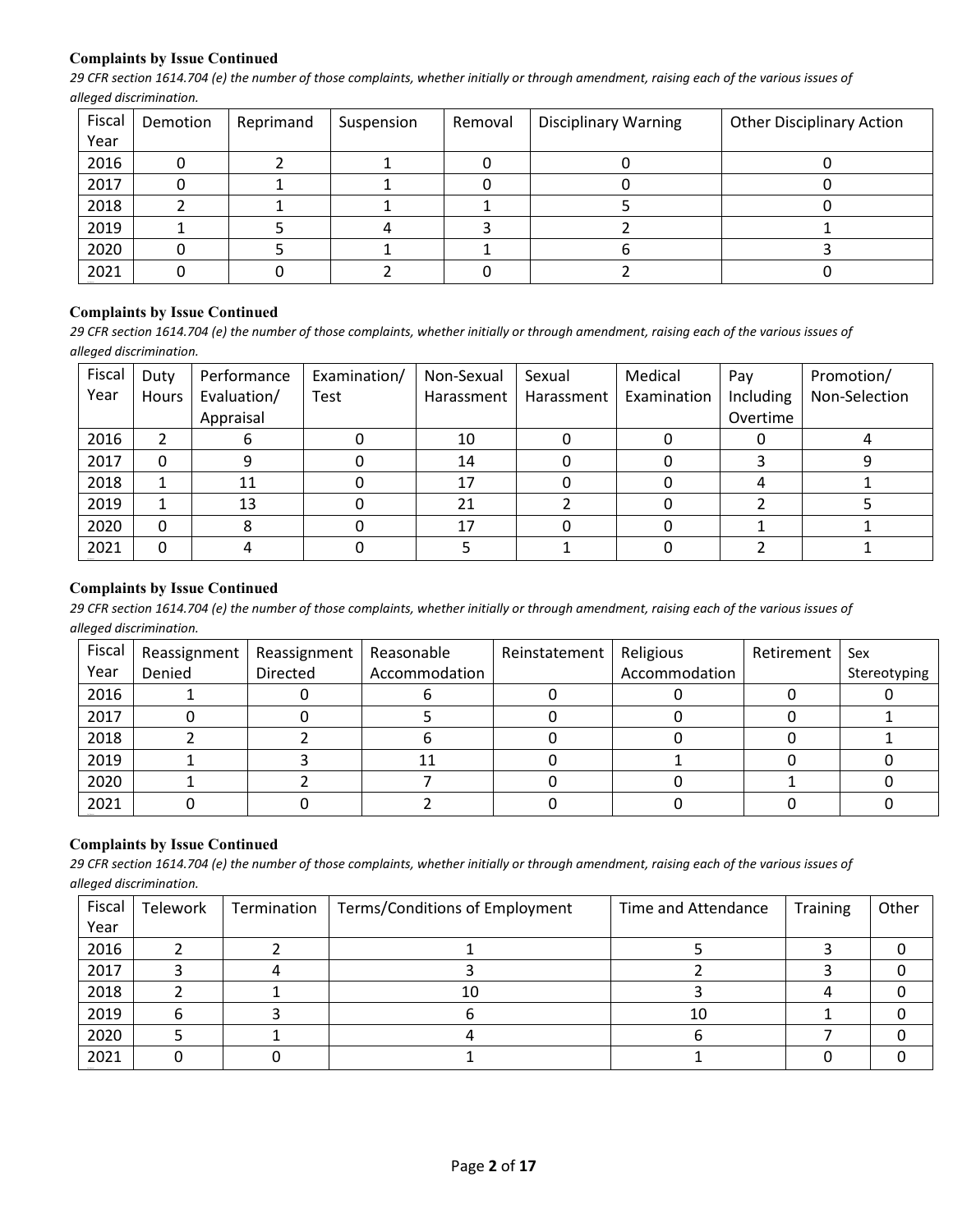### Complaints by Issue Continued

*29 CFR section 1614.704 (e) the number of those complaints, whether initially or through amendment, raising each of the various issues of alleged discrimination.*

| Fiscal Year | Demotion | Reprimand | Suspension | Removal | Disciplinary Warning | Other Disciplinary Action |
|---|---|---|---|---|---|---|
| 2016 | 0 | 2 | 1 | 0 | 0 | 0 |
| 2017 | 0 | 1 | 1 | 0 | 0 | 0 |
| 2018 | 2 | 1 | 1 | 1 | 5 | 0 |
| 2019 | 1 | 5 | 4 | 3 | 2 | 1 |
| 2020 | 0 | 5 | 1 | 1 | 6 | 3 |
| 2021 | 0 | 0 | 2 | 0 | 2 | 0 |

### Complaints by Issue Continued

*29 CFR section 1614.704 (e) the number of those complaints, whether initially or through amendment, raising each of the various issues of alleged discrimination.*

| Fiscal Year | Duty Hours | Performance Evaluation/ Appraisal | Examination/ Test | Non-Sexual Harassment | Sexual Harassment | Medical Examination | Pay Including Overtime | Promotion/ Non-Selection |
|---|---|---|---|---|---|---|---|---|
| 2016 | 2 | 6 | 0 | 10 | 0 | 0 | 0 | 4 |
| 2017 | 0 | 9 | 0 | 14 | 0 | 0 | 3 | 9 |
| 2018 | 1 | 11 | 0 | 17 | 0 | 0 | 4 | 1 |
| 2019 | 1 | 13 | 0 | 21 | 2 | 0 | 2 | 5 |
| 2020 | 0 | 8 | 0 | 17 | 0 | 0 | 1 | 1 |
| 2021 | 0 | 4 | 0 | 5 | 1 | 0 | 2 | 1 |

### Complaints by Issue Continued

*29 CFR section 1614.704 (e) the number of those complaints, whether initially or through amendment, raising each of the various issues of alleged discrimination.*

| Fiscal Year | Reassignment Denied | Reassignment Directed | Reasonable Accommodation | Reinstatement | Religious Accommodation | Retirement | Sex Stereotyping |
|---|---|---|---|---|---|---|---|
| 2016 | 1 | 0 | 6 | 0 | 0 | 0 | 0 |
| 2017 | 0 | 0 | 5 | 0 | 0 | 0 | 1 |
| 2018 | 2 | 2 | 6 | 0 | 0 | 0 | 1 |
| 2019 | 1 | 3 | 11 | 0 | 1 | 0 | 0 |
| 2020 | 1 | 2 | 7 | 0 | 0 | 1 | 0 |
| 2021 | 0 | 0 | 2 | 0 | 0 | 0 | 0 |

### Complaints by Issue Continued

*29 CFR section 1614.704 (e) the number of those complaints, whether initially or through amendment, raising each of the various issues of alleged discrimination.*

| Fiscal Year | Telework | Termination | Terms/Conditions of Employment | Time and Attendance | Training | Other |
|---|---|---|---|---|---|---|
| 2016 | 2 | 2 | 1 | 5 | 3 | 0 |
| 2017 | 3 | 4 | 3 | 2 | 3 | 0 |
| 2018 | 2 | 1 | 10 | 3 | 4 | 0 |
| 2019 | 6 | 3 | 6 | 10 | 1 | 0 |
| 2020 | 5 | 1 | 4 | 6 | 7 | 0 |
| 2021 | 0 | 0 | 1 | 1 | 0 | 0 |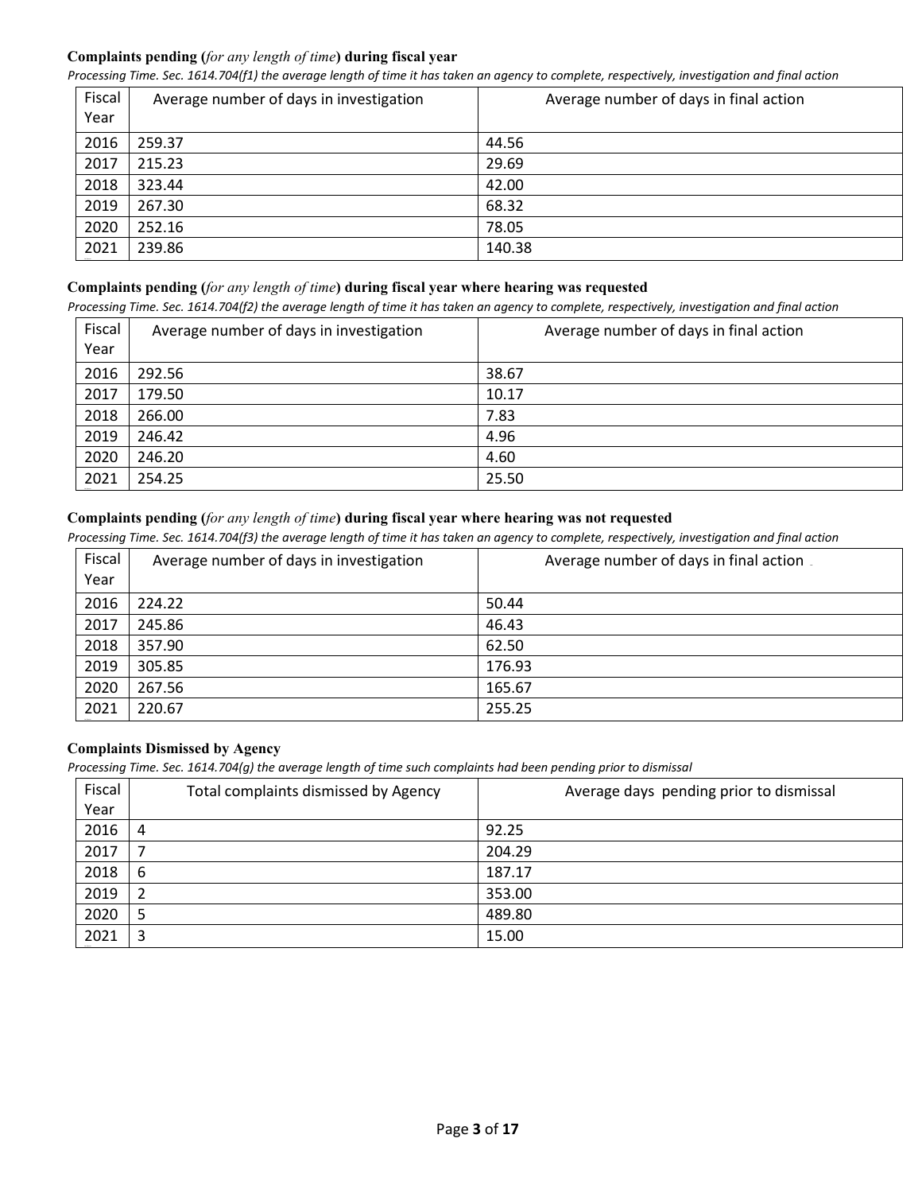**Complaints pending (*for any length of time*) during fiscal year**

*Processing Time. Sec. 1614.704(f1) the average length of time it has taken an agency to complete, respectively, investigation and final action*

| Fiscal Year | Average number of days in investigation | Average number of days in final action |
|---|---|---|
| 2016 | 259.37 | 44.56 |
| 2017 | 215.23 | 29.69 |
| 2018 | 323.44 | 42.00 |
| 2019 | 267.30 | 68.32 |
| 2020 | 252.16 | 78.05 |
| 2021 | 239.86 | 140.38 |

**Complaints pending (*for any length of time*) during fiscal year where hearing was requested**

*Processing Time. Sec. 1614.704(f2) the average length of time it has taken an agency to complete, respectively, investigation and final action*

| Fiscal Year | Average number of days in investigation | Average number of days in final action |
|---|---|---|
| 2016 | 292.56 | 38.67 |
| 2017 | 179.50 | 10.17 |
| 2018 | 266.00 | 7.83 |
| 2019 | 246.42 | 4.96 |
| 2020 | 246.20 | 4.60 |
| 2021 | 254.25 | 25.50 |

**Complaints pending (*for any length of time*) during fiscal year where hearing was not requested**

*Processing Time. Sec. 1614.704(f3) the average length of time it has taken an agency to complete, respectively, investigation and final action*

| Fiscal Year | Average number of days in investigation | Average number of days in final action |
|---|---|---|
| 2016 | 224.22 | 50.44 |
| 2017 | 245.86 | 46.43 |
| 2018 | 357.90 | 62.50 |
| 2019 | 305.85 | 176.93 |
| 2020 | 267.56 | 165.67 |
| 2021 | 220.67 | 255.25 |

**Complaints Dismissed by Agency**

*Processing Time. Sec. 1614.704(g) the average length of time such complaints had been pending prior to dismissal*

| Fiscal Year | Total complaints dismissed by Agency | Average days pending prior to dismissal |
|---|---|---|
| 2016 | 4 | 92.25 |
| 2017 | 7 | 204.29 |
| 2018 | 6 | 187.17 |
| 2019 | 2 | 353.00 |
| 2020 | 5 | 489.80 |
| 2021 | 3 | 15.00 |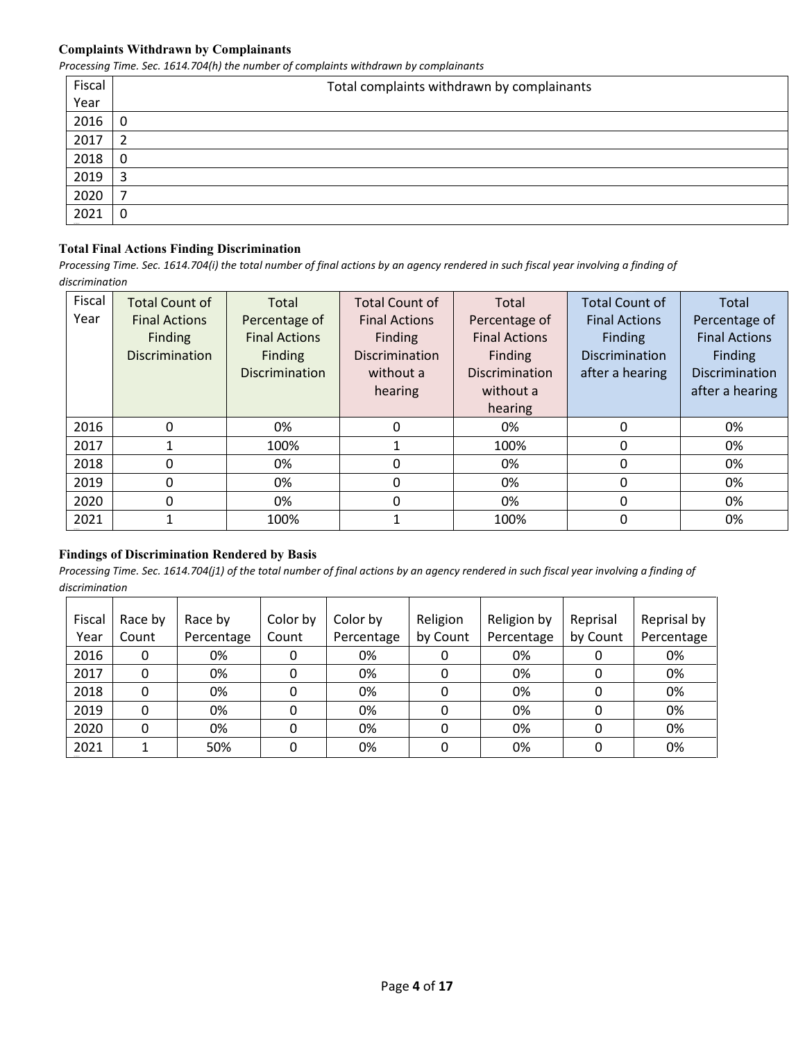### Complaints Withdrawn by Complainants

*Processing Time. Sec. 1614.704(h) the number of complaints withdrawn by complainants*

| Fiscal Year | Total complaints withdrawn by complainants |
|---|---|
| 2016 | 0 |
| 2017 | 2 |
| 2018 | 0 |
| 2019 | 3 |
| 2020 | 7 |
| 2021 | 0 |

### Total Final Actions Finding Discrimination

*Processing Time. Sec. 1614.704(i) the total number of final actions by an agency rendered in such fiscal year involving a finding of discrimination*

| Fiscal Year | Total Count of Final Actions Finding Discrimination | Total Percentage of Final Actions Finding Discrimination | Total Count of Final Actions Finding Discrimination without a hearing | Total Percentage of Final Actions Finding Discrimination without a hearing | Total Count of Final Actions Finding Discrimination after a hearing | Total Percentage of Final Actions Finding Discrimination after a hearing |
|---|---|---|---|---|---|---|
| 2016 | 0 | 0% | 0 | 0% | 0 | 0% |
| 2017 | 1 | 100% | 1 | 100% | 0 | 0% |
| 2018 | 0 | 0% | 0 | 0% | 0 | 0% |
| 2019 | 0 | 0% | 0 | 0% | 0 | 0% |
| 2020 | 0 | 0% | 0 | 0% | 0 | 0% |
| 2021 | 1 | 100% | 1 | 100% | 0 | 0% |

### Findings of Discrimination Rendered by Basis

*Processing Time. Sec. 1614.704(j1) of the total number of final actions by an agency rendered in such fiscal year involving a finding of discrimination*

| Fiscal Year | Race by Count | Race by Percentage | Color by Count | Color by Percentage | Religion by Count | Religion by Percentage | Reprisal by Count | Reprisal by Percentage |
|---|---|---|---|---|---|---|---|---|
| 2016 | 0 | 0% | 0 | 0% | 0 | 0% | 0 | 0% |
| 2017 | 0 | 0% | 0 | 0% | 0 | 0% | 0 | 0% |
| 2018 | 0 | 0% | 0 | 0% | 0 | 0% | 0 | 0% |
| 2019 | 0 | 0% | 0 | 0% | 0 | 0% | 0 | 0% |
| 2020 | 0 | 0% | 0 | 0% | 0 | 0% | 0 | 0% |
| 2021 | 1 | 50% | 0 | 0% | 0 | 0% | 0 | 0% |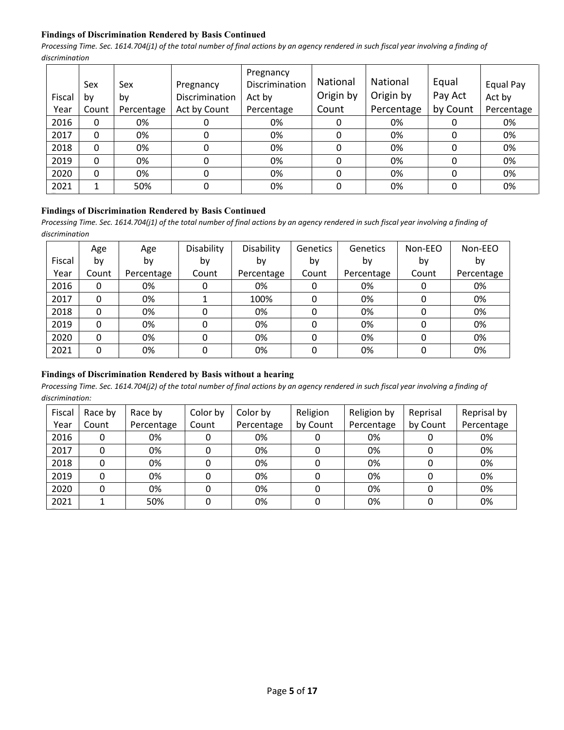### Findings of Discrimination Rendered by Basis Continued

*Processing Time. Sec. 1614.704(j1) of the total number of final actions by an agency rendered in such fiscal year involving a finding of discrimination*

| Fiscal Year | Sex by Count | Sex by Percentage | Pregnancy Discrimination Act by Count | Pregnancy Discrimination Act by Percentage | National Origin by Count | National Origin by Percentage | Equal Pay Act by Count | Equal Pay Act by Percentage |
|---|---|---|---|---|---|---|---|---|
| 2016 | 0 | 0% | 0 | 0% | 0 | 0% | 0 | 0% |
| 2017 | 0 | 0% | 0 | 0% | 0 | 0% | 0 | 0% |
| 2018 | 0 | 0% | 0 | 0% | 0 | 0% | 0 | 0% |
| 2019 | 0 | 0% | 0 | 0% | 0 | 0% | 0 | 0% |
| 2020 | 0 | 0% | 0 | 0% | 0 | 0% | 0 | 0% |
| 2021 | 1 | 50% | 0 | 0% | 0 | 0% | 0 | 0% |

### Findings of Discrimination Rendered by Basis Continued

*Processing Time. Sec. 1614.704(j1) of the total number of final actions by an agency rendered in such fiscal year involving a finding of discrimination*

| Fiscal Year | Age by Count | Age by Percentage | Disability by Count | Disability by Percentage | Genetics by Count | Genetics by Percentage | Non-EEO by Count | Non-EEO by Percentage |
|---|---|---|---|---|---|---|---|---|
| 2016 | 0 | 0% | 0 | 0% | 0 | 0% | 0 | 0% |
| 2017 | 0 | 0% | 1 | 100% | 0 | 0% | 0 | 0% |
| 2018 | 0 | 0% | 0 | 0% | 0 | 0% | 0 | 0% |
| 2019 | 0 | 0% | 0 | 0% | 0 | 0% | 0 | 0% |
| 2020 | 0 | 0% | 0 | 0% | 0 | 0% | 0 | 0% |
| 2021 | 0 | 0% | 0 | 0% | 0 | 0% | 0 | 0% |

### Findings of Discrimination Rendered by Basis without a hearing

*Processing Time. Sec. 1614.704(j2) of the total number of final actions by an agency rendered in such fiscal year involving a finding of discrimination:*

| Fiscal Year | Race by Count | Race by Percentage | Color by Count | Color by Percentage | Religion by Count | Religion by Percentage | Reprisal by Count | Reprisal by Percentage |
|---|---|---|---|---|---|---|---|---|
| 2016 | 0 | 0% | 0 | 0% | 0 | 0% | 0 | 0% |
| 2017 | 0 | 0% | 0 | 0% | 0 | 0% | 0 | 0% |
| 2018 | 0 | 0% | 0 | 0% | 0 | 0% | 0 | 0% |
| 2019 | 0 | 0% | 0 | 0% | 0 | 0% | 0 | 0% |
| 2020 | 0 | 0% | 0 | 0% | 0 | 0% | 0 | 0% |
| 2021 | 1 | 50% | 0 | 0% | 0 | 0% | 0 | 0% |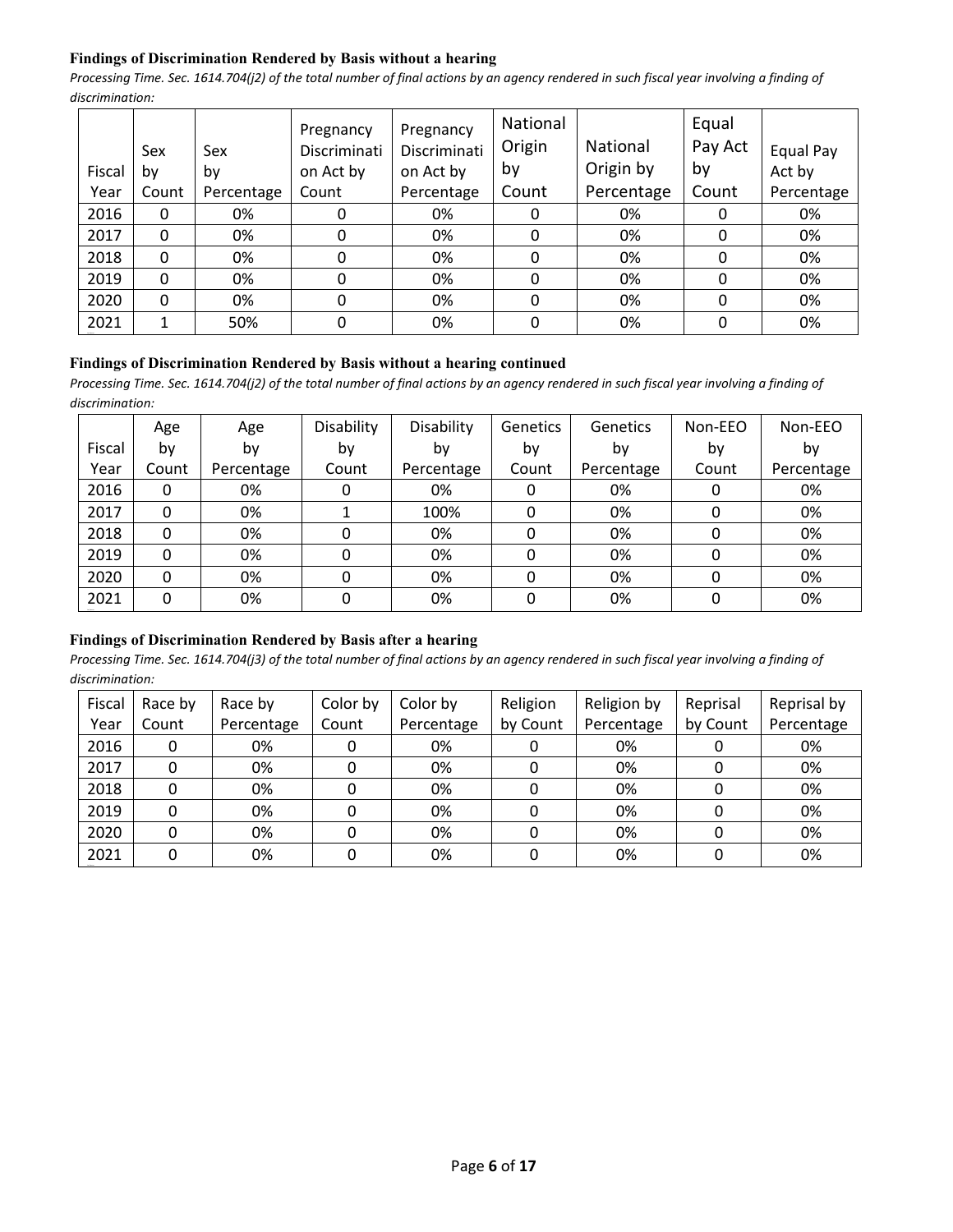**Findings of Discrimination Rendered by Basis without a hearing**

*Processing Time. Sec. 1614.704(j2) of the total number of final actions by an agency rendered in such fiscal year involving a finding of discrimination:*

| Fiscal Year | Sex by Count | Sex by Percentage | Pregnancy Discrimination Act by Count | Pregnancy Discrimination Act by Percentage | National Origin by Count | National Origin by Percentage | Equal Pay Act by Count | Equal Pay Act by Percentage |
|---|---|---|---|---|---|---|---|---|
| 2016 | 0 | 0% | 0 | 0% | 0 | 0% | 0 | 0% |
| 2017 | 0 | 0% | 0 | 0% | 0 | 0% | 0 | 0% |
| 2018 | 0 | 0% | 0 | 0% | 0 | 0% | 0 | 0% |
| 2019 | 0 | 0% | 0 | 0% | 0 | 0% | 0 | 0% |
| 2020 | 0 | 0% | 0 | 0% | 0 | 0% | 0 | 0% |
| 2021 | 1 | 50% | 0 | 0% | 0 | 0% | 0 | 0% |

**Findings of Discrimination Rendered by Basis without a hearing continued**

*Processing Time. Sec. 1614.704(j2) of the total number of final actions by an agency rendered in such fiscal year involving a finding of discrimination:*

| Fiscal Year | Age by Count | Age by Percentage | Disability by Count | Disability by Percentage | Genetics by Count | Genetics by Percentage | Non-EEO by Count | Non-EEO by Percentage |
|---|---|---|---|---|---|---|---|---|
| 2016 | 0 | 0% | 0 | 0% | 0 | 0% | 0 | 0% |
| 2017 | 0 | 0% | 1 | 100% | 0 | 0% | 0 | 0% |
| 2018 | 0 | 0% | 0 | 0% | 0 | 0% | 0 | 0% |
| 2019 | 0 | 0% | 0 | 0% | 0 | 0% | 0 | 0% |
| 2020 | 0 | 0% | 0 | 0% | 0 | 0% | 0 | 0% |
| 2021 | 0 | 0% | 0 | 0% | 0 | 0% | 0 | 0% |

**Findings of Discrimination Rendered by Basis after a hearing**

*Processing Time. Sec. 1614.704(j3) of the total number of final actions by an agency rendered in such fiscal year involving a finding of discrimination:*

| Fiscal Year | Race by Count | Race by Percentage | Color by Count | Color by Percentage | Religion by Count | Religion by Percentage | Reprisal by Count | Reprisal by Percentage |
|---|---|---|---|---|---|---|---|---|
| 2016 | 0 | 0% | 0 | 0% | 0 | 0% | 0 | 0% |
| 2017 | 0 | 0% | 0 | 0% | 0 | 0% | 0 | 0% |
| 2018 | 0 | 0% | 0 | 0% | 0 | 0% | 0 | 0% |
| 2019 | 0 | 0% | 0 | 0% | 0 | 0% | 0 | 0% |
| 2020 | 0 | 0% | 0 | 0% | 0 | 0% | 0 | 0% |
| 2021 | 0 | 0% | 0 | 0% | 0 | 0% | 0 | 0% |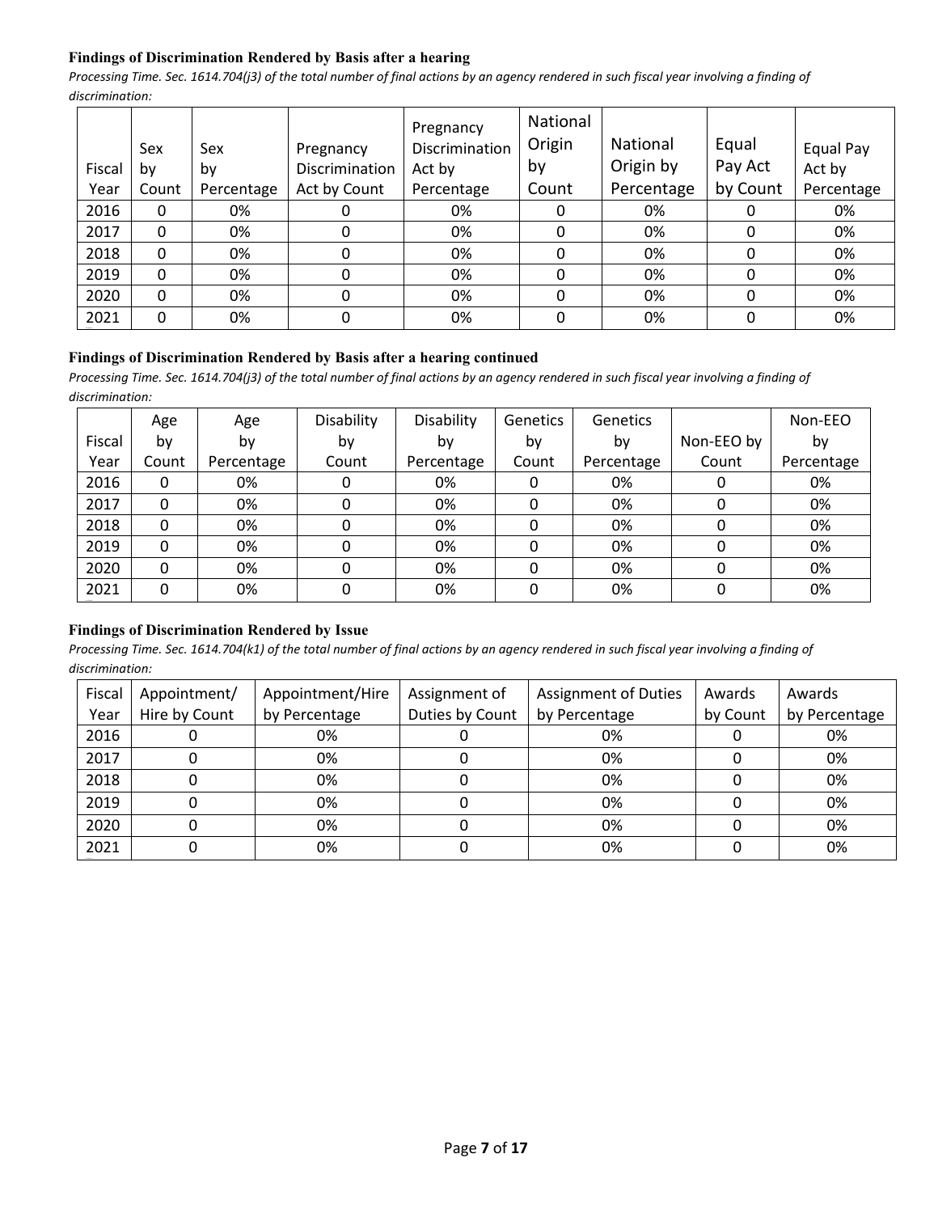**Findings of Discrimination Rendered by Basis after a hearing**

*Processing Time. Sec. 1614.704(j3) of the total number of final actions by an agency rendered in such fiscal year involving a finding of discrimination:*

| Fiscal Year | Sex by Count | Sex by Percentage | Pregnancy Discrimination Act by Count | Pregnancy Discrimination Act by Percentage | National Origin by Count | National Origin by Percentage | Equal Pay Act by Count | Equal Pay Act by Percentage |
|---|---|---|---|---|---|---|---|---|
| 2016 | 0 | 0% | 0 | 0% | 0 | 0% | 0 | 0% |
| 2017 | 0 | 0% | 0 | 0% | 0 | 0% | 0 | 0% |
| 2018 | 0 | 0% | 0 | 0% | 0 | 0% | 0 | 0% |
| 2019 | 0 | 0% | 0 | 0% | 0 | 0% | 0 | 0% |
| 2020 | 0 | 0% | 0 | 0% | 0 | 0% | 0 | 0% |
| 2021 | 0 | 0% | 0 | 0% | 0 | 0% | 0 | 0% |

**Findings of Discrimination Rendered by Basis after a hearing continued**

*Processing Time. Sec. 1614.704(j3) of the total number of final actions by an agency rendered in such fiscal year involving a finding of discrimination:*

| Fiscal Year | Age by Count | Age by Percentage | Disability by Count | Disability by Percentage | Genetics by Count | Genetics by Percentage | Non-EEO by Count | Non-EEO by Percentage |
|---|---|---|---|---|---|---|---|---|
| 2016 | 0 | 0% | 0 | 0% | 0 | 0% | 0 | 0% |
| 2017 | 0 | 0% | 0 | 0% | 0 | 0% | 0 | 0% |
| 2018 | 0 | 0% | 0 | 0% | 0 | 0% | 0 | 0% |
| 2019 | 0 | 0% | 0 | 0% | 0 | 0% | 0 | 0% |
| 2020 | 0 | 0% | 0 | 0% | 0 | 0% | 0 | 0% |
| 2021 | 0 | 0% | 0 | 0% | 0 | 0% | 0 | 0% |

**Findings of Discrimination Rendered by Issue**

*Processing Time. Sec. 1614.704(k1) of the total number of final actions by an agency rendered in such fiscal year involving a finding of discrimination:*

| Fiscal Year | Appointment/ Hire by Count | Appointment/Hire by Percentage | Assignment of Duties by Count | Assignment of Duties by Percentage | Awards by Count | Awards by Percentage |
|---|---|---|---|---|---|---|
| 2016 | 0 | 0% | 0 | 0% | 0 | 0% |
| 2017 | 0 | 0% | 0 | 0% | 0 | 0% |
| 2018 | 0 | 0% | 0 | 0% | 0 | 0% |
| 2019 | 0 | 0% | 0 | 0% | 0 | 0% |
| 2020 | 0 | 0% | 0 | 0% | 0 | 0% |
| 2021 | 0 | 0% | 0 | 0% | 0 | 0% |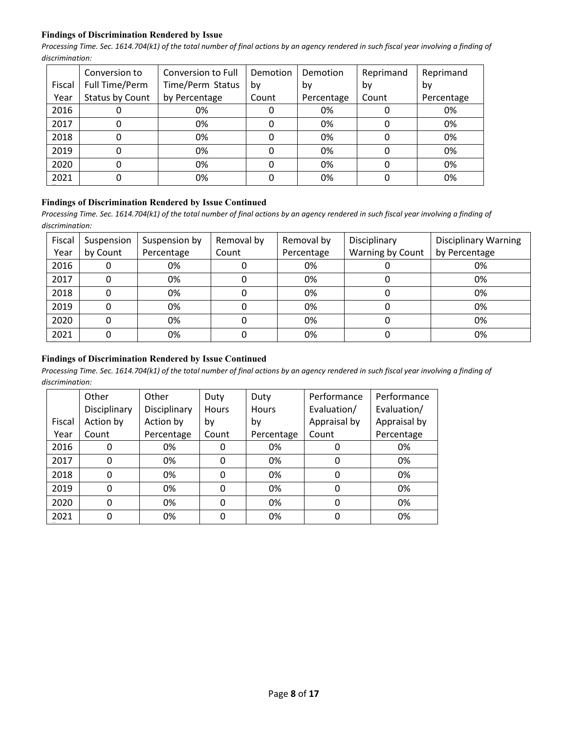**Findings of Discrimination Rendered by Issue**

*Processing Time. Sec. 1614.704(k1) of the total number of final actions by an agency rendered in such fiscal year involving a finding of discrimination:*

| Fiscal Year | Conversion to Full Time/Perm Status by Count | Conversion to Full Time/Perm Status by Percentage | Demotion by Count | Demotion by Percentage | Reprimand by Count | Reprimand by Percentage |
|---|---|---|---|---|---|---|
| 2016 | 0 | 0% | 0 | 0% | 0 | 0% |
| 2017 | 0 | 0% | 0 | 0% | 0 | 0% |
| 2018 | 0 | 0% | 0 | 0% | 0 | 0% |
| 2019 | 0 | 0% | 0 | 0% | 0 | 0% |
| 2020 | 0 | 0% | 0 | 0% | 0 | 0% |
| 2021 | 0 | 0% | 0 | 0% | 0 | 0% |

**Findings of Discrimination Rendered by Issue Continued**

*Processing Time. Sec. 1614.704(k1) of the total number of final actions by an agency rendered in such fiscal year involving a finding of discrimination:*

| Fiscal Year | Suspension by Count | Suspension by Percentage | Removal by Count | Removal by Percentage | Disciplinary Warning by Count | Disciplinary Warning by Percentage |
|---|---|---|---|---|---|---|
| 2016 | 0 | 0% | 0 | 0% | 0 | 0% |
| 2017 | 0 | 0% | 0 | 0% | 0 | 0% |
| 2018 | 0 | 0% | 0 | 0% | 0 | 0% |
| 2019 | 0 | 0% | 0 | 0% | 0 | 0% |
| 2020 | 0 | 0% | 0 | 0% | 0 | 0% |
| 2021 | 0 | 0% | 0 | 0% | 0 | 0% |

**Findings of Discrimination Rendered by Issue Continued**

*Processing Time. Sec. 1614.704(k1) of the total number of final actions by an agency rendered in such fiscal year involving a finding of discrimination:*

| Fiscal Year | Other Disciplinary Action by Count | Other Disciplinary Action by Percentage | Duty Hours by Count | Duty Hours by Percentage | Performance Evaluation/ Appraisal by Count | Performance Evaluation/ Appraisal by Percentage |
|---|---|---|---|---|---|---|
| 2016 | 0 | 0% | 0 | 0% | 0 | 0% |
| 2017 | 0 | 0% | 0 | 0% | 0 | 0% |
| 2018 | 0 | 0% | 0 | 0% | 0 | 0% |
| 2019 | 0 | 0% | 0 | 0% | 0 | 0% |
| 2020 | 0 | 0% | 0 | 0% | 0 | 0% |
| 2021 | 0 | 0% | 0 | 0% | 0 | 0% |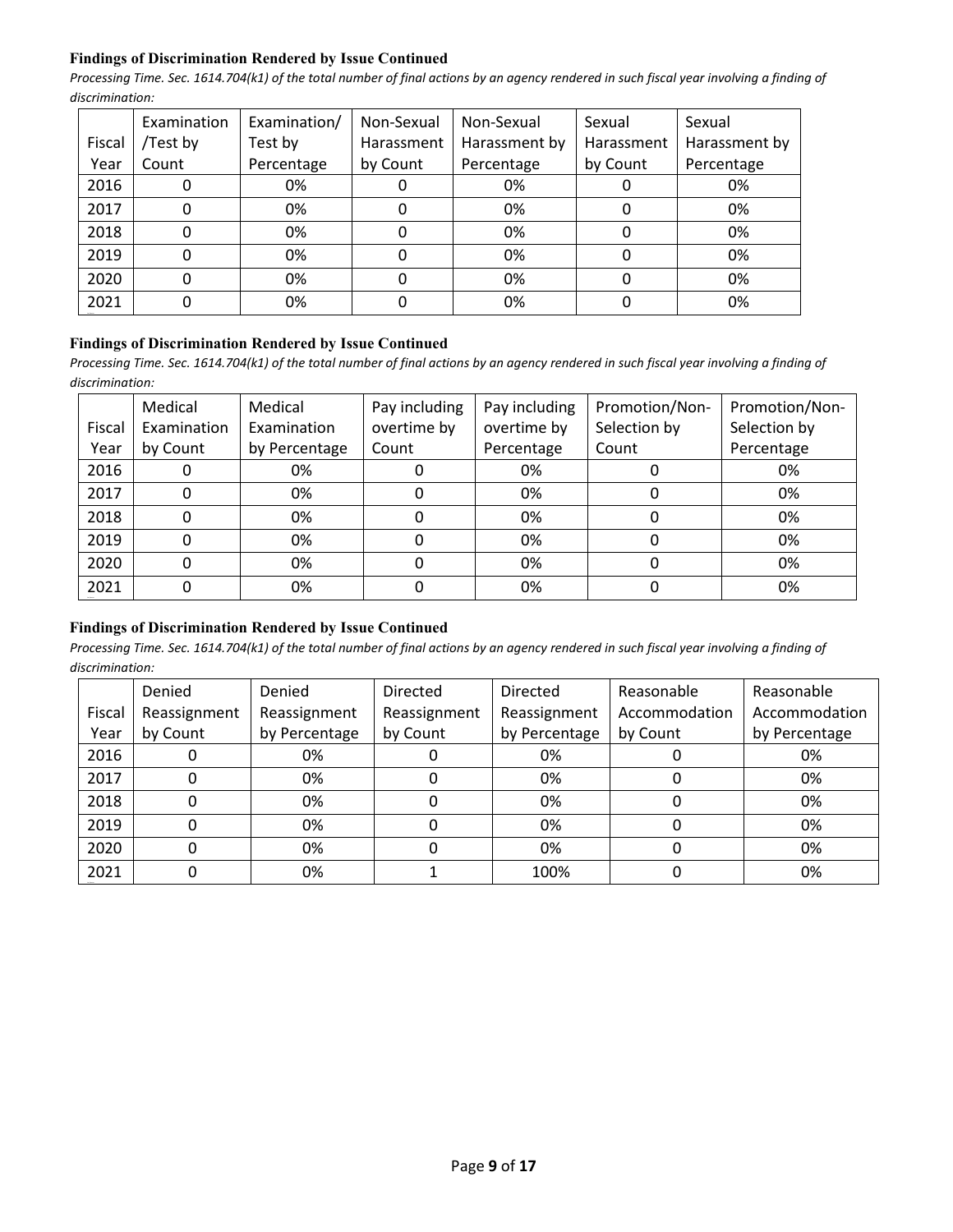**Findings of Discrimination Rendered by Issue Continued**

*Processing Time. Sec. 1614.704(k1) of the total number of final actions by an agency rendered in such fiscal year involving a finding of discrimination:*

| Fiscal Year | Examination /Test by Count | Examination/ Test by Percentage | Non-Sexual Harassment by Count | Non-Sexual Harassment by Percentage | Sexual Harassment by Count | Sexual Harassment by Percentage |
|---|---|---|---|---|---|---|
| 2016 | 0 | 0% | 0 | 0% | 0 | 0% |
| 2017 | 0 | 0% | 0 | 0% | 0 | 0% |
| 2018 | 0 | 0% | 0 | 0% | 0 | 0% |
| 2019 | 0 | 0% | 0 | 0% | 0 | 0% |
| 2020 | 0 | 0% | 0 | 0% | 0 | 0% |
| 2021 | 0 | 0% | 0 | 0% | 0 | 0% |

**Findings of Discrimination Rendered by Issue Continued**

*Processing Time. Sec. 1614.704(k1) of the total number of final actions by an agency rendered in such fiscal year involving a finding of discrimination:*

| Fiscal Year | Medical Examination by Count | Medical Examination by Percentage | Pay including overtime by Count | Pay including overtime by Percentage | Promotion/Non-Selection by Count | Promotion/Non-Selection by Percentage |
|---|---|---|---|---|---|---|
| 2016 | 0 | 0% | 0 | 0% | 0 | 0% |
| 2017 | 0 | 0% | 0 | 0% | 0 | 0% |
| 2018 | 0 | 0% | 0 | 0% | 0 | 0% |
| 2019 | 0 | 0% | 0 | 0% | 0 | 0% |
| 2020 | 0 | 0% | 0 | 0% | 0 | 0% |
| 2021 | 0 | 0% | 0 | 0% | 0 | 0% |

**Findings of Discrimination Rendered by Issue Continued**

*Processing Time. Sec. 1614.704(k1) of the total number of final actions by an agency rendered in such fiscal year involving a finding of discrimination:*

| Fiscal Year | Denied Reassignment by Count | Denied Reassignment by Percentage | Directed Reassignment by Count | Directed Reassignment by Percentage | Reasonable Accommodation by Count | Reasonable Accommodation by Percentage |
|---|---|---|---|---|---|---|
| 2016 | 0 | 0% | 0 | 0% | 0 | 0% |
| 2017 | 0 | 0% | 0 | 0% | 0 | 0% |
| 2018 | 0 | 0% | 0 | 0% | 0 | 0% |
| 2019 | 0 | 0% | 0 | 0% | 0 | 0% |
| 2020 | 0 | 0% | 0 | 0% | 0 | 0% |
| 2021 | 0 | 0% | 1 | 100% | 0 | 0% |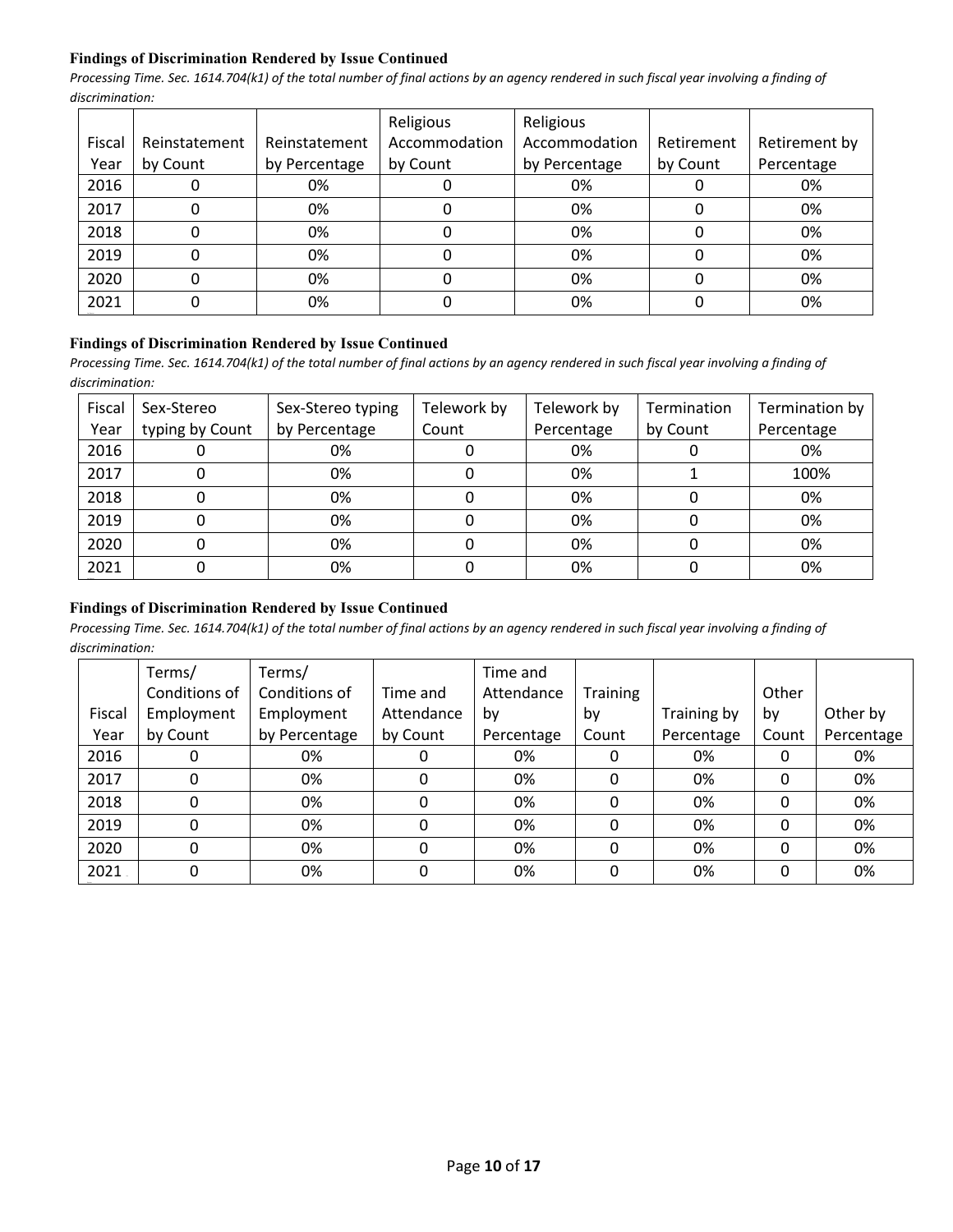### Findings of Discrimination Rendered by Issue Continued

*Processing Time. Sec. 1614.704(k1) of the total number of final actions by an agency rendered in such fiscal year involving a finding of discrimination:*

| Fiscal Year | Reinstatement by Count | Reinstatement by Percentage | Religious Accommodation by Count | Religious Accommodation by Percentage | Retirement by Count | Retirement by Percentage |
|---|---|---|---|---|---|---|
| 2016 | 0 | 0% | 0 | 0% | 0 | 0% |
| 2017 | 0 | 0% | 0 | 0% | 0 | 0% |
| 2018 | 0 | 0% | 0 | 0% | 0 | 0% |
| 2019 | 0 | 0% | 0 | 0% | 0 | 0% |
| 2020 | 0 | 0% | 0 | 0% | 0 | 0% |
| 2021 | 0 | 0% | 0 | 0% | 0 | 0% |

### Findings of Discrimination Rendered by Issue Continued

*Processing Time. Sec. 1614.704(k1) of the total number of final actions by an agency rendered in such fiscal year involving a finding of discrimination:*

| Fiscal Year | Sex-Stereo typing by Count | Sex-Stereo typing by Percentage | Telework by Count | Telework by Percentage | Termination by Count | Termination by Percentage |
|---|---|---|---|---|---|---|
| 2016 | 0 | 0% | 0 | 0% | 0 | 0% |
| 2017 | 0 | 0% | 0 | 0% | 1 | 100% |
| 2018 | 0 | 0% | 0 | 0% | 0 | 0% |
| 2019 | 0 | 0% | 0 | 0% | 0 | 0% |
| 2020 | 0 | 0% | 0 | 0% | 0 | 0% |
| 2021 | 0 | 0% | 0 | 0% | 0 | 0% |

### Findings of Discrimination Rendered by Issue Continued

*Processing Time. Sec. 1614.704(k1) of the total number of final actions by an agency rendered in such fiscal year involving a finding of discrimination:*

| Fiscal Year | Terms/ Conditions of Employment by Count | Terms/ Conditions of Employment by Percentage | Time and Attendance by Count | Time and Attendance by Percentage | Training by Count | Training by Percentage | Other by Count | Other by Percentage |
|---|---|---|---|---|---|---|---|---|
| 2016 | 0 | 0% | 0 | 0% | 0 | 0% | 0 | 0% |
| 2017 | 0 | 0% | 0 | 0% | 0 | 0% | 0 | 0% |
| 2018 | 0 | 0% | 0 | 0% | 0 | 0% | 0 | 0% |
| 2019 | 0 | 0% | 0 | 0% | 0 | 0% | 0 | 0% |
| 2020 | 0 | 0% | 0 | 0% | 0 | 0% | 0 | 0% |
| 2021 | 0 | 0% | 0 | 0% | 0 | 0% | 0 | 0% |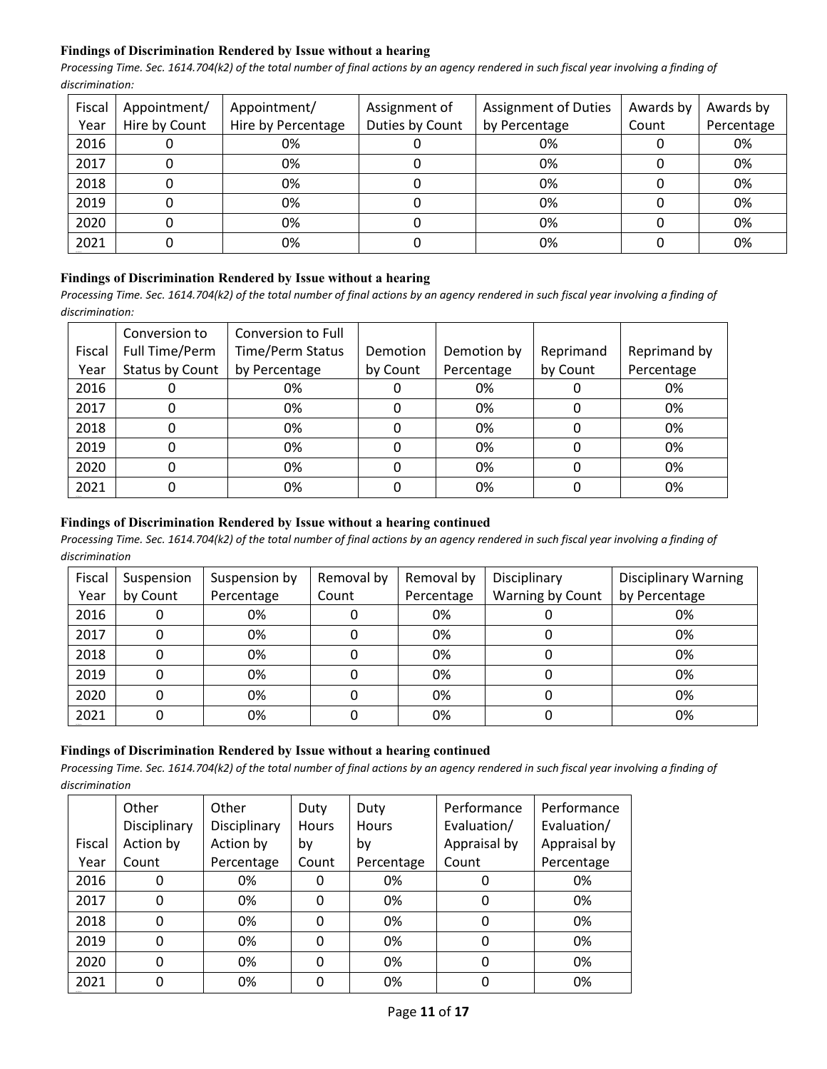**Findings of Discrimination Rendered by Issue without a hearing**

*Processing Time. Sec. 1614.704(k2) of the total number of final actions by an agency rendered in such fiscal year involving a finding of discrimination:*

| Fiscal Year | Appointment/ Hire by Count | Appointment/ Hire by Percentage | Assignment of Duties by Count | Assignment of Duties by Percentage | Awards by Count | Awards by Percentage |
|---|---|---|---|---|---|---|
| 2016 | 0 | 0% | 0 | 0% | 0 | 0% |
| 2017 | 0 | 0% | 0 | 0% | 0 | 0% |
| 2018 | 0 | 0% | 0 | 0% | 0 | 0% |
| 2019 | 0 | 0% | 0 | 0% | 0 | 0% |
| 2020 | 0 | 0% | 0 | 0% | 0 | 0% |
| 2021 | 0 | 0% | 0 | 0% | 0 | 0% |

**Findings of Discrimination Rendered by Issue without a hearing**

*Processing Time. Sec. 1614.704(k2) of the total number of final actions by an agency rendered in such fiscal year involving a finding of discrimination:*

| Fiscal Year | Conversion to Full Time/Perm Status by Count | Conversion to Full Time/Perm Status by Percentage | Demotion by Count | Demotion by Percentage | Reprimand by Count | Reprimand by Percentage |
|---|---|---|---|---|---|---|
| 2016 | 0 | 0% | 0 | 0% | 0 | 0% |
| 2017 | 0 | 0% | 0 | 0% | 0 | 0% |
| 2018 | 0 | 0% | 0 | 0% | 0 | 0% |
| 2019 | 0 | 0% | 0 | 0% | 0 | 0% |
| 2020 | 0 | 0% | 0 | 0% | 0 | 0% |
| 2021 | 0 | 0% | 0 | 0% | 0 | 0% |

**Findings of Discrimination Rendered by Issue without a hearing continued**

*Processing Time. Sec. 1614.704(k2) of the total number of final actions by an agency rendered in such fiscal year involving a finding of discrimination*

| Fiscal Year | Suspension by Count | Suspension by Percentage | Removal by Count | Removal by Percentage | Disciplinary Warning by Count | Disciplinary Warning by Percentage |
|---|---|---|---|---|---|---|
| 2016 | 0 | 0% | 0 | 0% | 0 | 0% |
| 2017 | 0 | 0% | 0 | 0% | 0 | 0% |
| 2018 | 0 | 0% | 0 | 0% | 0 | 0% |
| 2019 | 0 | 0% | 0 | 0% | 0 | 0% |
| 2020 | 0 | 0% | 0 | 0% | 0 | 0% |
| 2021 | 0 | 0% | 0 | 0% | 0 | 0% |

**Findings of Discrimination Rendered by Issue without a hearing continued**

*Processing Time. Sec. 1614.704(k2) of the total number of final actions by an agency rendered in such fiscal year involving a finding of discrimination*

| Fiscal Year | Other Disciplinary Action by Count | Other Disciplinary Action by Percentage | Duty Hours by Count | Duty Hours by Percentage | Performance Evaluation/ Appraisal by Count | Performance Evaluation/ Appraisal by Percentage |
|---|---|---|---|---|---|---|
| 2016 | 0 | 0% | 0 | 0% | 0 | 0% |
| 2017 | 0 | 0% | 0 | 0% | 0 | 0% |
| 2018 | 0 | 0% | 0 | 0% | 0 | 0% |
| 2019 | 0 | 0% | 0 | 0% | 0 | 0% |
| 2020 | 0 | 0% | 0 | 0% | 0 | 0% |
| 2021 | 0 | 0% | 0 | 0% | 0 | 0% |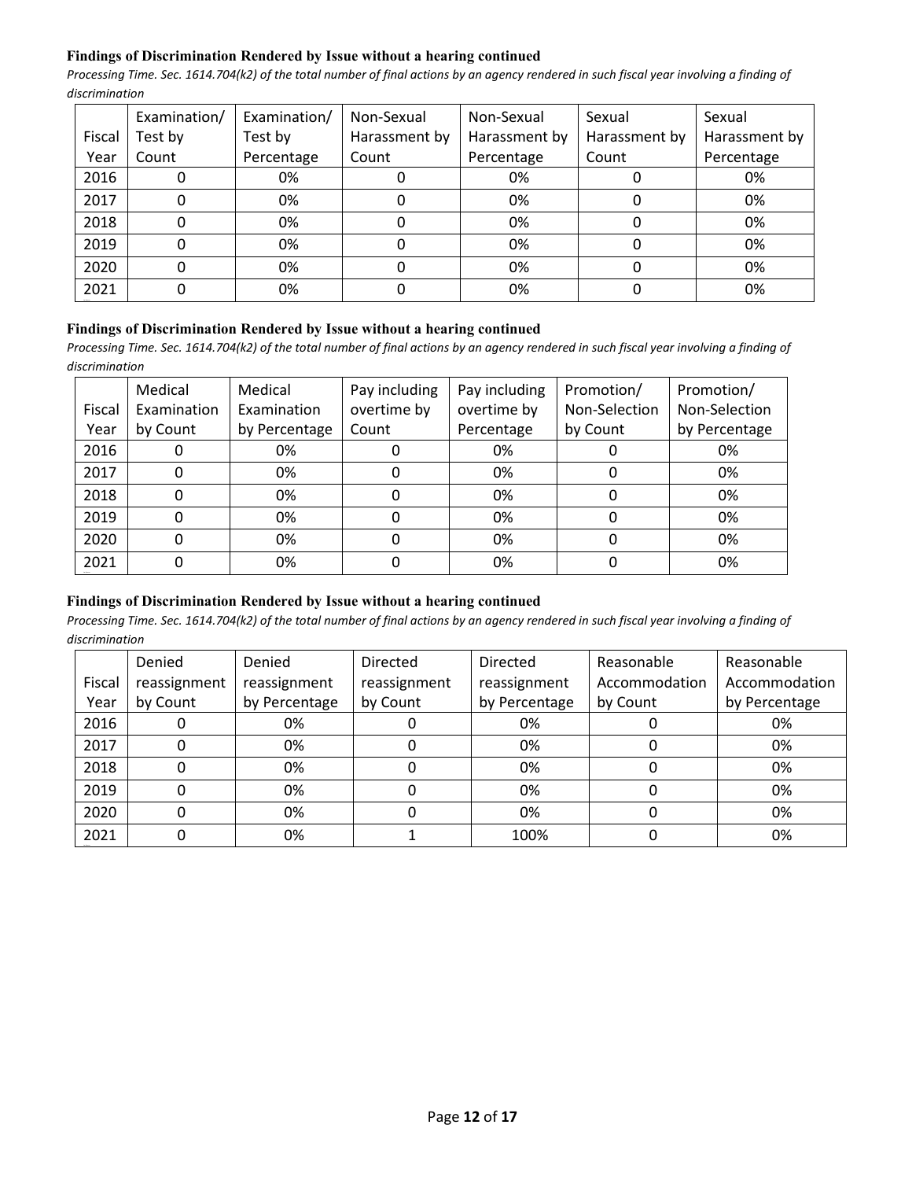**Findings of Discrimination Rendered by Issue without a hearing continued**

*Processing Time. Sec. 1614.704(k2) of the total number of final actions by an agency rendered in such fiscal year involving a finding of discrimination*

| Fiscal Year | Examination/ Test by Count | Examination/ Test by Percentage | Non-Sexual Harassment by Count | Non-Sexual Harassment by Percentage | Sexual Harassment by Count | Sexual Harassment by Percentage |
|---|---|---|---|---|---|---|
| 2016 | 0 | 0% | 0 | 0% | 0 | 0% |
| 2017 | 0 | 0% | 0 | 0% | 0 | 0% |
| 2018 | 0 | 0% | 0 | 0% | 0 | 0% |
| 2019 | 0 | 0% | 0 | 0% | 0 | 0% |
| 2020 | 0 | 0% | 0 | 0% | 0 | 0% |
| 2021 | 0 | 0% | 0 | 0% | 0 | 0% |

**Findings of Discrimination Rendered by Issue without a hearing continued**

*Processing Time. Sec. 1614.704(k2) of the total number of final actions by an agency rendered in such fiscal year involving a finding of discrimination*

| Fiscal Year | Medical Examination by Count | Medical Examination by Percentage | Pay including overtime by Count | Pay including overtime by Percentage | Promotion/ Non-Selection by Count | Promotion/ Non-Selection by Percentage |
|---|---|---|---|---|---|---|
| 2016 | 0 | 0% | 0 | 0% | 0 | 0% |
| 2017 | 0 | 0% | 0 | 0% | 0 | 0% |
| 2018 | 0 | 0% | 0 | 0% | 0 | 0% |
| 2019 | 0 | 0% | 0 | 0% | 0 | 0% |
| 2020 | 0 | 0% | 0 | 0% | 0 | 0% |
| 2021 | 0 | 0% | 0 | 0% | 0 | 0% |

**Findings of Discrimination Rendered by Issue without a hearing continued**

*Processing Time. Sec. 1614.704(k2) of the total number of final actions by an agency rendered in such fiscal year involving a finding of discrimination*

| Fiscal Year | Denied reassignment by Count | Denied reassignment by Percentage | Directed reassignment by Count | Directed reassignment by Percentage | Reasonable Accommodation by Count | Reasonable Accommodation by Percentage |
|---|---|---|---|---|---|---|
| 2016 | 0 | 0% | 0 | 0% | 0 | 0% |
| 2017 | 0 | 0% | 0 | 0% | 0 | 0% |
| 2018 | 0 | 0% | 0 | 0% | 0 | 0% |
| 2019 | 0 | 0% | 0 | 0% | 0 | 0% |
| 2020 | 0 | 0% | 0 | 0% | 0 | 0% |
| 2021 | 0 | 0% | 1 | 100% | 0 | 0% |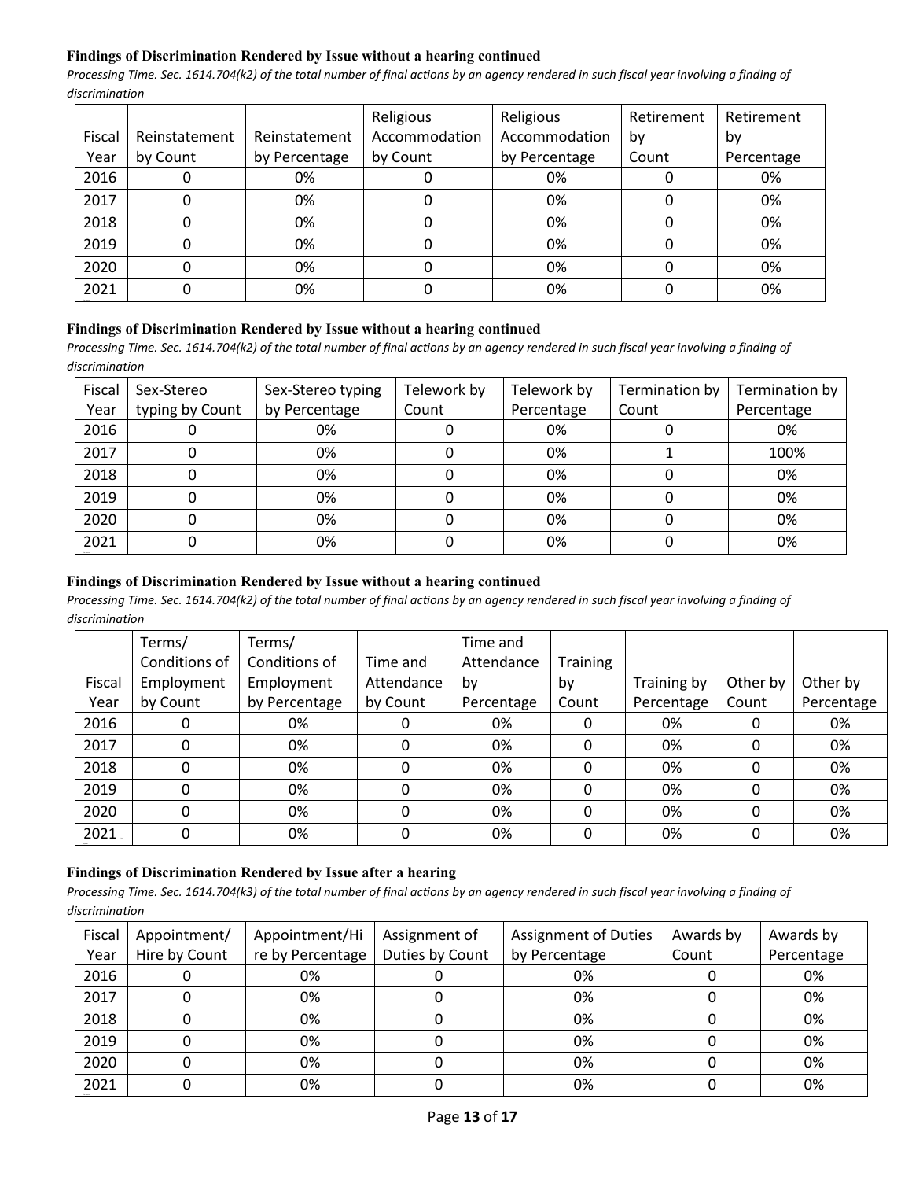**Findings of Discrimination Rendered by Issue without a hearing continued**

*Processing Time. Sec. 1614.704(k2) of the total number of final actions by an agency rendered in such fiscal year involving a finding of discrimination*

| Fiscal Year | Reinstatement by Count | Reinstatement by Percentage | Religious Accommodation by Count | Religious Accommodation by Percentage | Retirement by Count | Retirement by Percentage |
|---|---|---|---|---|---|---|
| 2016 | 0 | 0% | 0 | 0% | 0 | 0% |
| 2017 | 0 | 0% | 0 | 0% | 0 | 0% |
| 2018 | 0 | 0% | 0 | 0% | 0 | 0% |
| 2019 | 0 | 0% | 0 | 0% | 0 | 0% |
| 2020 | 0 | 0% | 0 | 0% | 0 | 0% |
| 2021 | 0 | 0% | 0 | 0% | 0 | 0% |

**Findings of Discrimination Rendered by Issue without a hearing continued**

*Processing Time. Sec. 1614.704(k2) of the total number of final actions by an agency rendered in such fiscal year involving a finding of discrimination*

| Fiscal Year | Sex-Stereo typing by Count | Sex-Stereo typing by Percentage | Telework by Count | Telework by Percentage | Termination by Count | Termination by Percentage |
|---|---|---|---|---|---|---|
| 2016 | 0 | 0% | 0 | 0% | 0 | 0% |
| 2017 | 0 | 0% | 0 | 0% | 1 | 100% |
| 2018 | 0 | 0% | 0 | 0% | 0 | 0% |
| 2019 | 0 | 0% | 0 | 0% | 0 | 0% |
| 2020 | 0 | 0% | 0 | 0% | 0 | 0% |
| 2021 | 0 | 0% | 0 | 0% | 0 | 0% |

**Findings of Discrimination Rendered by Issue without a hearing continued**

*Processing Time. Sec. 1614.704(k2) of the total number of final actions by an agency rendered in such fiscal year involving a finding of discrimination*

| Fiscal Year | Terms/ Conditions of Employment by Count | Terms/ Conditions of Employment by Percentage | Time and Attendance by Count | Time and Attendance by Percentage | Training by Count | Training by Percentage | Other by Count | Other by Percentage |
|---|---|---|---|---|---|---|---|---|
| 2016 | 0 | 0% | 0 | 0% | 0 | 0% | 0 | 0% |
| 2017 | 0 | 0% | 0 | 0% | 0 | 0% | 0 | 0% |
| 2018 | 0 | 0% | 0 | 0% | 0 | 0% | 0 | 0% |
| 2019 | 0 | 0% | 0 | 0% | 0 | 0% | 0 | 0% |
| 2020 | 0 | 0% | 0 | 0% | 0 | 0% | 0 | 0% |
| 2021 | 0 | 0% | 0 | 0% | 0 | 0% | 0 | 0% |

**Findings of Discrimination Rendered by Issue after a hearing**

*Processing Time. Sec. 1614.704(k3) of the total number of final actions by an agency rendered in such fiscal year involving a finding of discrimination*

| Fiscal Year | Appointment/ Hire by Count | Appointment/Hire by Percentage | Assignment of Duties by Count | Assignment of Duties by Percentage | Awards by Count | Awards by Percentage |
|---|---|---|---|---|---|---|
| 2016 | 0 | 0% | 0 | 0% | 0 | 0% |
| 2017 | 0 | 0% | 0 | 0% | 0 | 0% |
| 2018 | 0 | 0% | 0 | 0% | 0 | 0% |
| 2019 | 0 | 0% | 0 | 0% | 0 | 0% |
| 2020 | 0 | 0% | 0 | 0% | 0 | 0% |
| 2021 | 0 | 0% | 0 | 0% | 0 | 0% |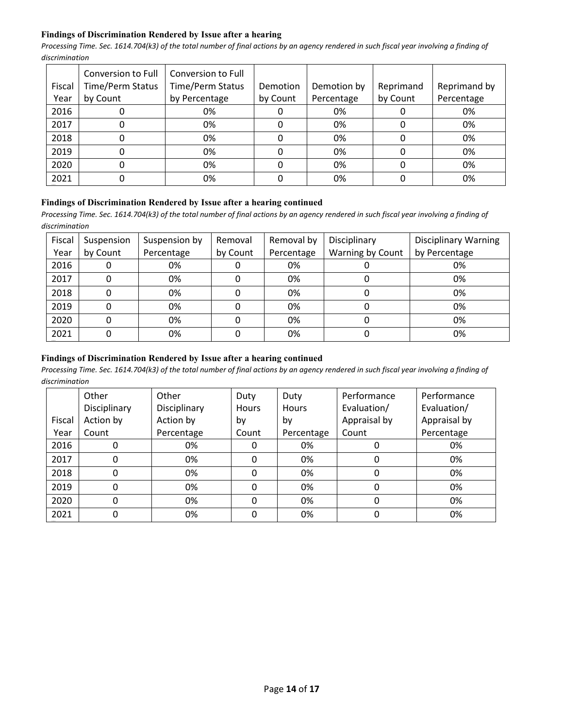#### **Findings of Discrimination Rendered by Issue after a hearing**

*Processing Time. Sec. 1614.704(k3) of the total number of final actions by an agency rendered in such fiscal year involving a finding of discrimination*

| Fiscal Year | Conversion to Full Time/Perm Status by Count | Conversion to Full Time/Perm Status by Percentage | Demotion by Count | Demotion by Percentage | Reprimand by Count | Reprimand by Percentage |
|---|---|---|---|---|---|---|
| 2016 | 0 | 0% | 0 | 0% | 0 | 0% |
| 2017 | 0 | 0% | 0 | 0% | 0 | 0% |
| 2018 | 0 | 0% | 0 | 0% | 0 | 0% |
| 2019 | 0 | 0% | 0 | 0% | 0 | 0% |
| 2020 | 0 | 0% | 0 | 0% | 0 | 0% |
| 2021 | 0 | 0% | 0 | 0% | 0 | 0% |

#### **Findings of Discrimination Rendered by Issue after a hearing continued**

*Processing Time. Sec. 1614.704(k3) of the total number of final actions by an agency rendered in such fiscal year involving a finding of discrimination*

| Fiscal Year | Suspension by Count | Suspension by Percentage | Removal by Count | Removal by Percentage | Disciplinary Warning by Count | Disciplinary Warning by Percentage |
|---|---|---|---|---|---|---|
| 2016 | 0 | 0% | 0 | 0% | 0 | 0% |
| 2017 | 0 | 0% | 0 | 0% | 0 | 0% |
| 2018 | 0 | 0% | 0 | 0% | 0 | 0% |
| 2019 | 0 | 0% | 0 | 0% | 0 | 0% |
| 2020 | 0 | 0% | 0 | 0% | 0 | 0% |
| 2021 | 0 | 0% | 0 | 0% | 0 | 0% |

#### **Findings of Discrimination Rendered by Issue after a hearing continued**

*Processing Time. Sec. 1614.704(k3) of the total number of final actions by an agency rendered in such fiscal year involving a finding of discrimination*

| Fiscal Year | Other Disciplinary Action by Count | Other Disciplinary Action by Percentage | Duty Hours by Count | Duty Hours by Percentage | Performance Evaluation/ Appraisal by Count | Performance Evaluation/ Appraisal by Percentage |
|---|---|---|---|---|---|---|
| 2016 | 0 | 0% | 0 | 0% | 0 | 0% |
| 2017 | 0 | 0% | 0 | 0% | 0 | 0% |
| 2018 | 0 | 0% | 0 | 0% | 0 | 0% |
| 2019 | 0 | 0% | 0 | 0% | 0 | 0% |
| 2020 | 0 | 0% | 0 | 0% | 0 | 0% |
| 2021 | 0 | 0% | 0 | 0% | 0 | 0% |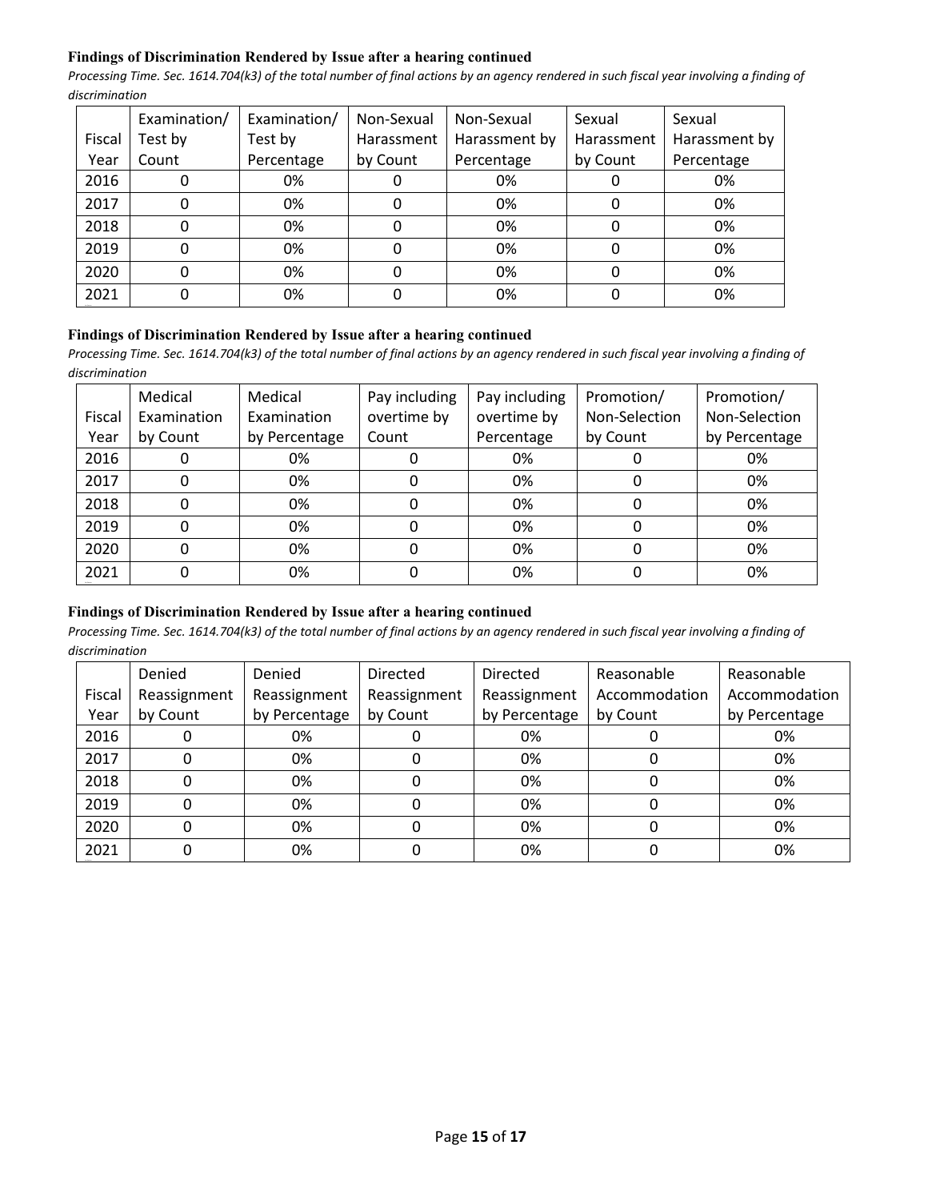**Findings of Discrimination Rendered by Issue after a hearing continued**

*Processing Time. Sec. 1614.704(k3) of the total number of final actions by an agency rendered in such fiscal year involving a finding of discrimination*

| Fiscal Year | Examination/ Test by Count | Examination/ Test by Percentage | Non-Sexual Harassment by Count | Non-Sexual Harassment by Percentage | Sexual Harassment by Count | Sexual Harassment by Percentage |
|---|---|---|---|---|---|---|
| 2016 | 0 | 0% | 0 | 0% | 0 | 0% |
| 2017 | 0 | 0% | 0 | 0% | 0 | 0% |
| 2018 | 0 | 0% | 0 | 0% | 0 | 0% |
| 2019 | 0 | 0% | 0 | 0% | 0 | 0% |
| 2020 | 0 | 0% | 0 | 0% | 0 | 0% |
| 2021 | 0 | 0% | 0 | 0% | 0 | 0% |

**Findings of Discrimination Rendered by Issue after a hearing continued**

*Processing Time. Sec. 1614.704(k3) of the total number of final actions by an agency rendered in such fiscal year involving a finding of discrimination*

| Fiscal Year | Medical Examination by Count | Medical Examination by Percentage | Pay including overtime by Count | Pay including overtime by Percentage | Promotion/ Non-Selection by Count | Promotion/ Non-Selection by Percentage |
|---|---|---|---|---|---|---|
| 2016 | 0 | 0% | 0 | 0% | 0 | 0% |
| 2017 | 0 | 0% | 0 | 0% | 0 | 0% |
| 2018 | 0 | 0% | 0 | 0% | 0 | 0% |
| 2019 | 0 | 0% | 0 | 0% | 0 | 0% |
| 2020 | 0 | 0% | 0 | 0% | 0 | 0% |
| 2021 | 0 | 0% | 0 | 0% | 0 | 0% |

**Findings of Discrimination Rendered by Issue after a hearing continued**

*Processing Time. Sec. 1614.704(k3) of the total number of final actions by an agency rendered in such fiscal year involving a finding of discrimination*

| Fiscal Year | Denied Reassignment by Count | Denied Reassignment by Percentage | Directed Reassignment by Count | Directed Reassignment by Percentage | Reasonable Accommodation by Count | Reasonable Accommodation by Percentage |
|---|---|---|---|---|---|---|
| 2016 | 0 | 0% | 0 | 0% | 0 | 0% |
| 2017 | 0 | 0% | 0 | 0% | 0 | 0% |
| 2018 | 0 | 0% | 0 | 0% | 0 | 0% |
| 2019 | 0 | 0% | 0 | 0% | 0 | 0% |
| 2020 | 0 | 0% | 0 | 0% | 0 | 0% |
| 2021 | 0 | 0% | 0 | 0% | 0 | 0% |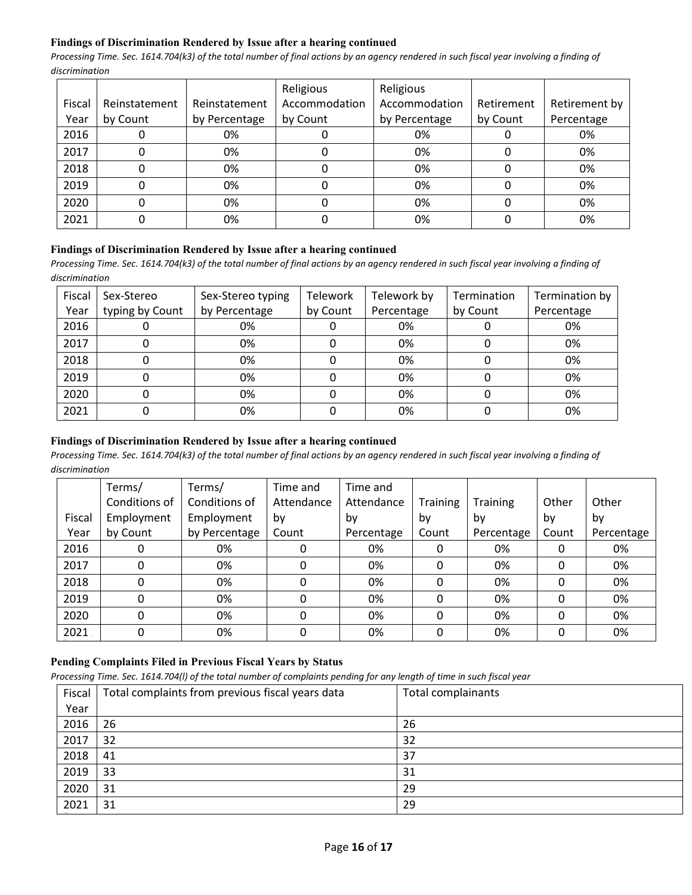**Findings of Discrimination Rendered by Issue after a hearing continued**

*Processing Time. Sec. 1614.704(k3) of the total number of final actions by an agency rendered in such fiscal year involving a finding of discrimination*

| Fiscal Year | Reinstatement by Count | Reinstatement by Percentage | Religious Accommodation by Count | Religious Accommodation by Percentage | Retirement by Count | Retirement by Percentage |
|---|---|---|---|---|---|---|
| 2016 | 0 | 0% | 0 | 0% | 0 | 0% |
| 2017 | 0 | 0% | 0 | 0% | 0 | 0% |
| 2018 | 0 | 0% | 0 | 0% | 0 | 0% |
| 2019 | 0 | 0% | 0 | 0% | 0 | 0% |
| 2020 | 0 | 0% | 0 | 0% | 0 | 0% |
| 2021 | 0 | 0% | 0 | 0% | 0 | 0% |

**Findings of Discrimination Rendered by Issue after a hearing continued**

*Processing Time. Sec. 1614.704(k3) of the total number of final actions by an agency rendered in such fiscal year involving a finding of discrimination*

| Fiscal Year | Sex-Stereo typing by Count | Sex-Stereo typing by Percentage | Telework by Count | Telework by Percentage | Termination by Count | Termination by Percentage |
|---|---|---|---|---|---|---|
| 2016 | 0 | 0% | 0 | 0% | 0 | 0% |
| 2017 | 0 | 0% | 0 | 0% | 0 | 0% |
| 2018 | 0 | 0% | 0 | 0% | 0 | 0% |
| 2019 | 0 | 0% | 0 | 0% | 0 | 0% |
| 2020 | 0 | 0% | 0 | 0% | 0 | 0% |
| 2021 | 0 | 0% | 0 | 0% | 0 | 0% |

**Findings of Discrimination Rendered by Issue after a hearing continued**

*Processing Time. Sec. 1614.704(k3) of the total number of final actions by an agency rendered in such fiscal year involving a finding of discrimination*

| Fiscal Year | Terms/ Conditions of Employment by Count | Terms/ Conditions of Employment by Percentage | Time and Attendance by Count | Time and Attendance by Percentage | Training by Count | Training by Percentage | Other by Count | Other by Percentage |
|---|---|---|---|---|---|---|---|---|
| 2016 | 0 | 0% | 0 | 0% | 0 | 0% | 0 | 0% |
| 2017 | 0 | 0% | 0 | 0% | 0 | 0% | 0 | 0% |
| 2018 | 0 | 0% | 0 | 0% | 0 | 0% | 0 | 0% |
| 2019 | 0 | 0% | 0 | 0% | 0 | 0% | 0 | 0% |
| 2020 | 0 | 0% | 0 | 0% | 0 | 0% | 0 | 0% |
| 2021 | 0 | 0% | 0 | 0% | 0 | 0% | 0 | 0% |

**Pending Complaints Filed in Previous Fiscal Years by Status**

*Processing Time. Sec. 1614.704(l) of the total number of complaints pending for any length of time in such fiscal year*

| Fiscal Year | Total complaints from previous fiscal years data | Total complainants |
|---|---|---|
| 2016 | 26 | 26 |
| 2017 | 32 | 32 |
| 2018 | 41 | 37 |
| 2019 | 33 | 31 |
| 2020 | 31 | 29 |
| 2021 | 31 | 29 |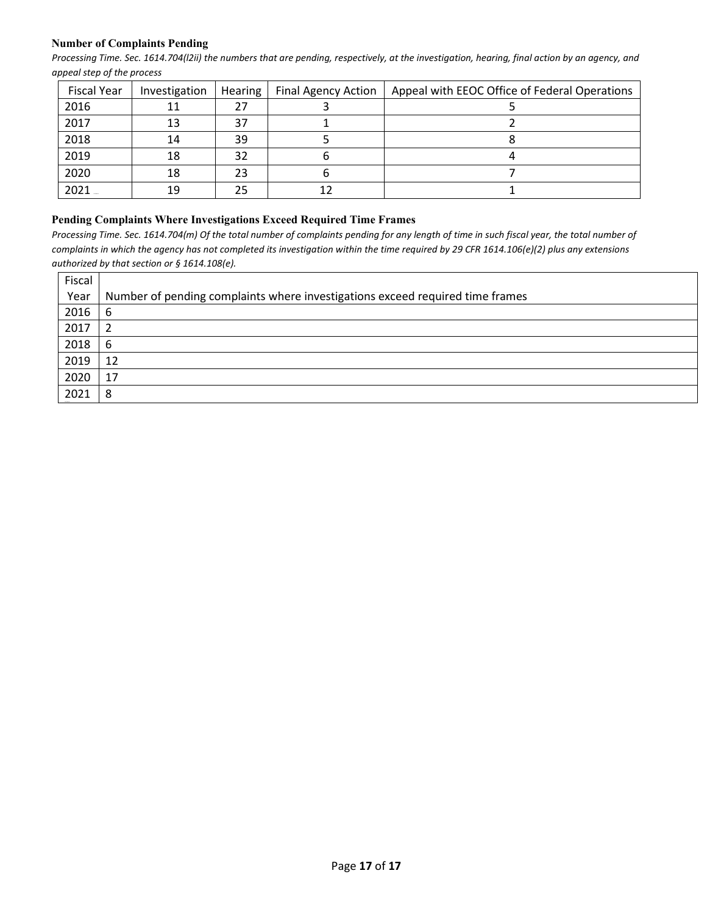**Number of Complaints Pending**

*Processing Time. Sec. 1614.704(l2ii) the numbers that are pending, respectively, at the investigation, hearing, final action by an agency, and appeal step of the process*

| Fiscal Year | Investigation | Hearing | Final Agency Action | Appeal with EEOC Office of Federal Operations |
|---|---|---|---|---|
| 2016 | 11 | 27 | 3 | 5 |
| 2017 | 13 | 37 | 1 | 2 |
| 2018 | 14 | 39 | 5 | 8 |
| 2019 | 18 | 32 | 6 | 4 |
| 2020 | 18 | 23 | 6 | 7 |
| 2021 | 19 | 25 | 12 | 1 |

**Pending Complaints Where Investigations Exceed Required Time Frames**

*Processing Time. Sec. 1614.704(m) Of the total number of complaints pending for any length of time in such fiscal year, the total number of complaints in which the agency has not completed its investigation within the time required by 29 CFR 1614.106(e)(2) plus any extensions authorized by that section or § 1614.108(e).*

| Fiscal Year | Number of pending complaints where investigations exceed required time frames |
|---|---|
| 2016 | 6 |
| 2017 | 2 |
| 2018 | 6 |
| 2019 | 12 |
| 2020 | 17 |
| 2021 | 8 |